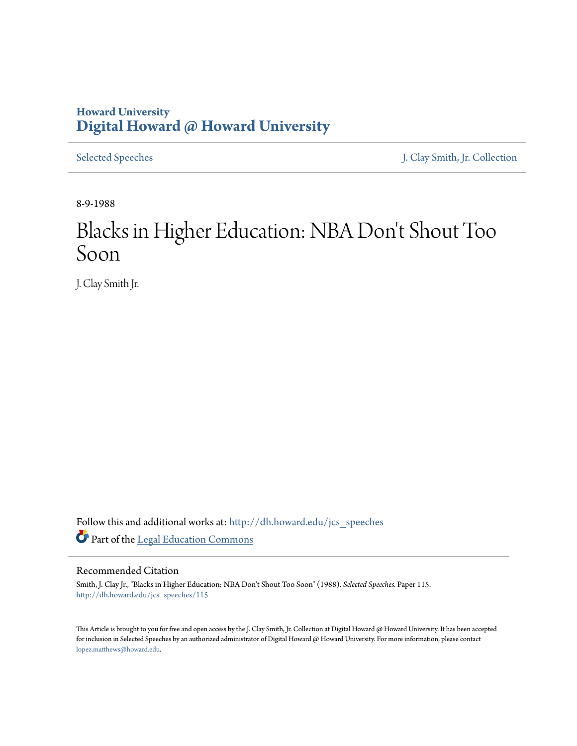Howard University
**Digital Howard @ Howard University**

Selected Speeches | J. Clay Smith, Jr. Collection

8-9-1988

# Blacks in Higher Education: NBA Don't Shout Too Soon

J. Clay Smith Jr.

Follow this and additional works at: http://dh.howard.edu/jcs_speeches

Part of the Legal Education Commons

## Recommended Citation

Smith, J. Clay Jr., "Blacks in Higher Education: NBA Don't Shout Too Soon" (1988). *Selected Speeches.* Paper 115.
http://dh.howard.edu/jcs_speeches/115

This Article is brought to you for free and open access by the J. Clay Smith, Jr. Collection at Digital Howard @ Howard University. It has been accepted for inclusion in Selected Speeches by an authorized administrator of Digital Howard @ Howard University. For more information, please contact lopez.matthews@howard.edu.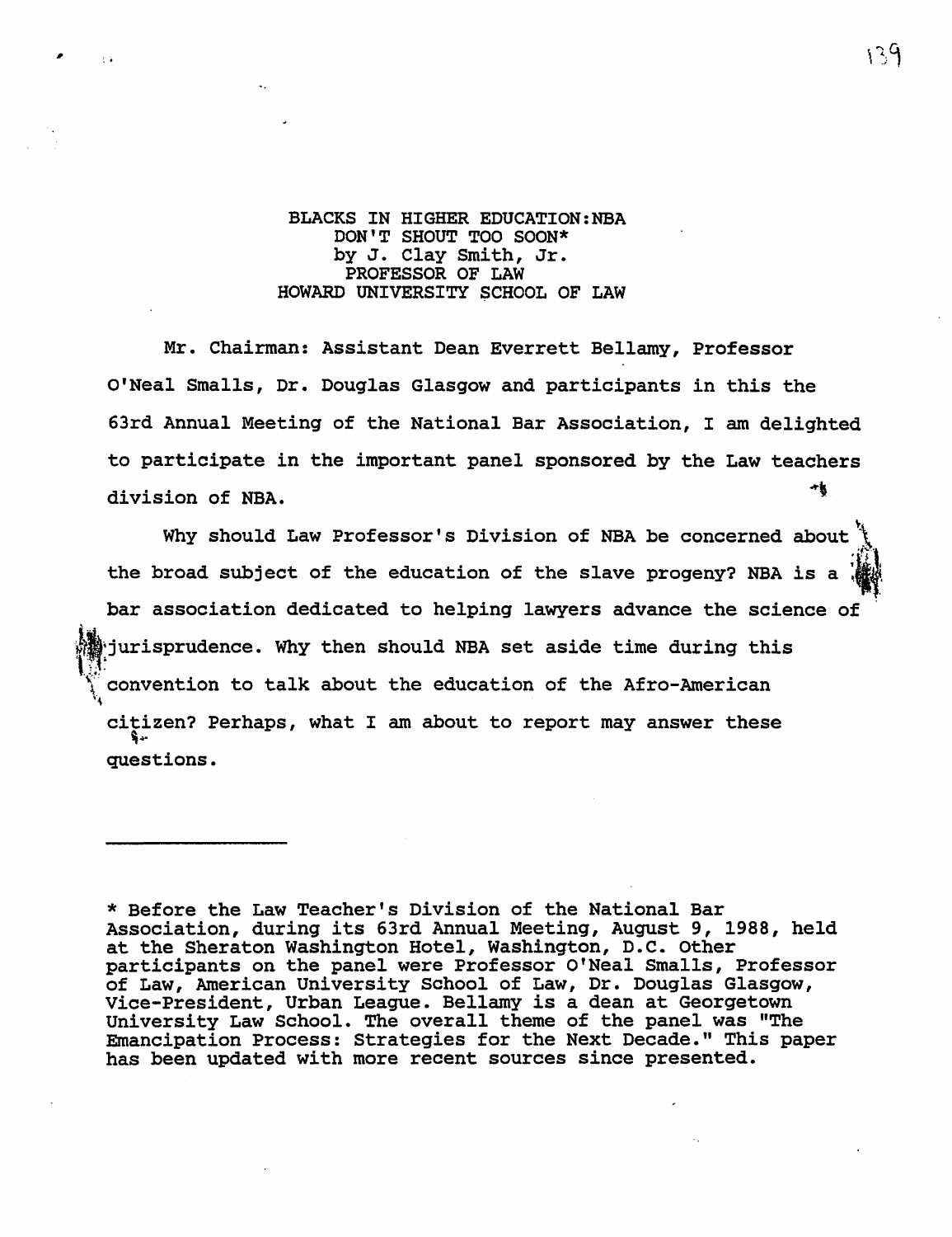BLACKS IN HIGHER EDUCATION:NBA
DON'T SHOUT TOO SOON*
by J. Clay Smith, Jr.
PROFESSOR OF LAW
HOWARD UNIVERSITY SCHOOL OF LAW

Mr. Chairman: Assistant Dean Everrett Bellamy, Professor O'Neal Smalls, Dr. Douglas Glasgow and participants in this the 63rd Annual Meeting of the National Bar Association, I am delighted to participate in the important panel sponsored by the Law teachers division of NBA.

Why should Law Professor's Division of NBA be concerned about the broad subject of the education of the slave progeny? NBA is a bar association dedicated to helping lawyers advance the science of jurisprudence. Why then should NBA set aside time during this convention to talk about the education of the Afro-American citizen? Perhaps, what I am about to report may answer these questions.

---

* Before the Law Teacher's Division of the National Bar Association, during its 63rd Annual Meeting, August 9, 1988, held at the Sheraton Washington Hotel, Washington, D.C. Other participants on the panel were Professor O'Neal Smalls, Professor of Law, American University School of Law, Dr. Douglas Glasgow, Vice-President, Urban League. Bellamy is a dean at Georgetown University Law School. The overall theme of the panel was "The Emancipation Process: Strategies for the Next Decade." This paper has been updated with more recent sources since presented.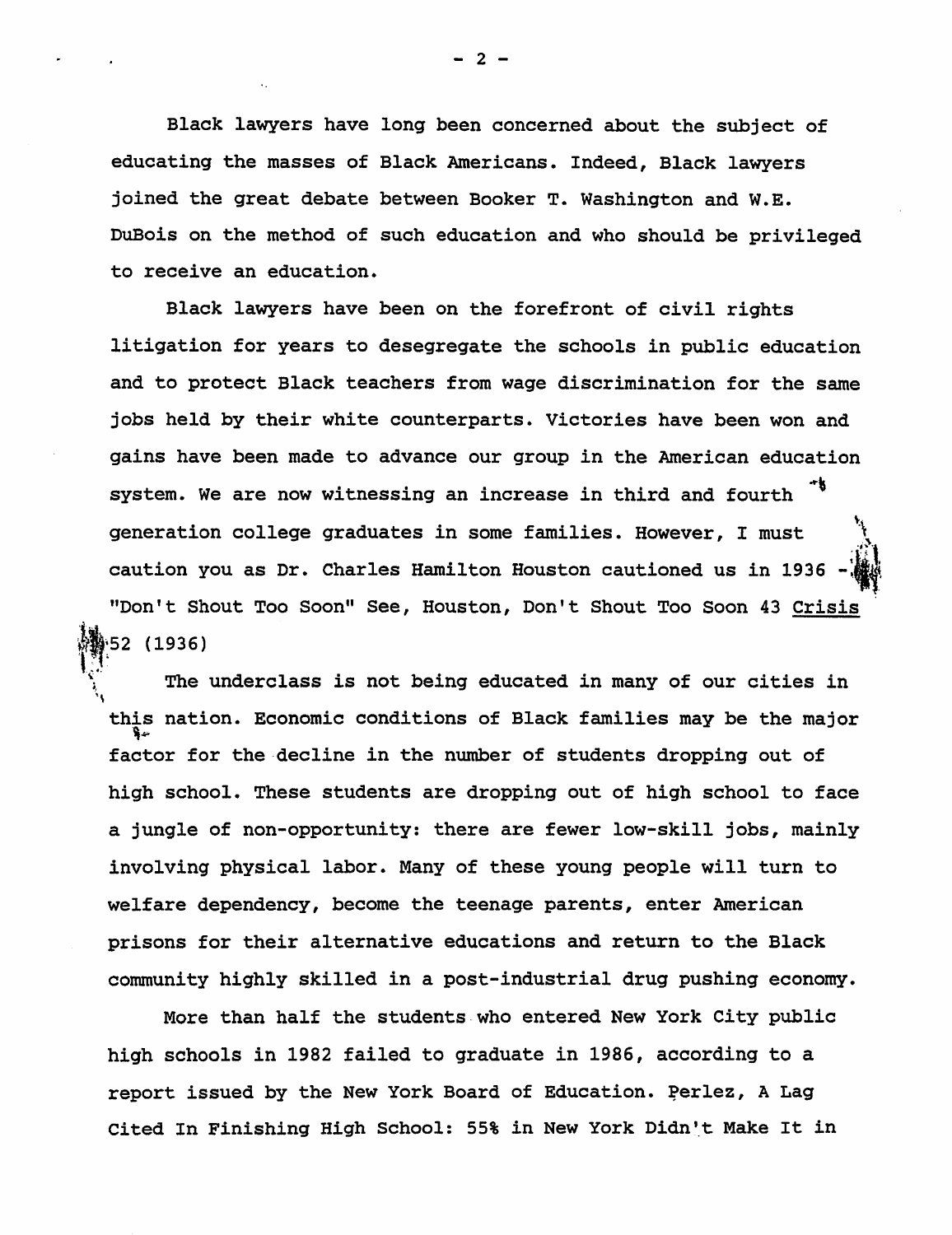Black lawyers have long been concerned about the subject of educating the masses of Black Americans. Indeed, Black lawyers joined the great debate between Booker T. Washington and W.E. DuBois on the method of such education and who should be privileged to receive an education.

Black lawyers have been on the forefront of civil rights litigation for years to desegregate the schools in public education and to protect Black teachers from wage discrimination for the same jobs held by their white counterparts. Victories have been won and gains have been made to advance our group in the American education system. We are now witnessing an increase in third and fourth generation college graduates in some families. However, I must caution you as Dr. Charles Hamilton Houston cautioned us in 1936 - "Don't Shout Too Soon" See, Houston, Don't Shout Too Soon 43 Crisis 52 (1936)

The underclass is not being educated in many of our cities in this nation. Economic conditions of Black families may be the major factor for the decline in the number of students dropping out of high school. These students are dropping out of high school to face a jungle of non-opportunity: there are fewer low-skill jobs, mainly involving physical labor. Many of these young people will turn to welfare dependency, become the teenage parents, enter American prisons for their alternative educations and return to the Black community highly skilled in a post-industrial drug pushing economy.

More than half the students who entered New York City public high schools in 1982 failed to graduate in 1986, according to a report issued by the New York Board of Education. Perlez, A Lag Cited In Finishing High School: 55% in New York Didn't Make It in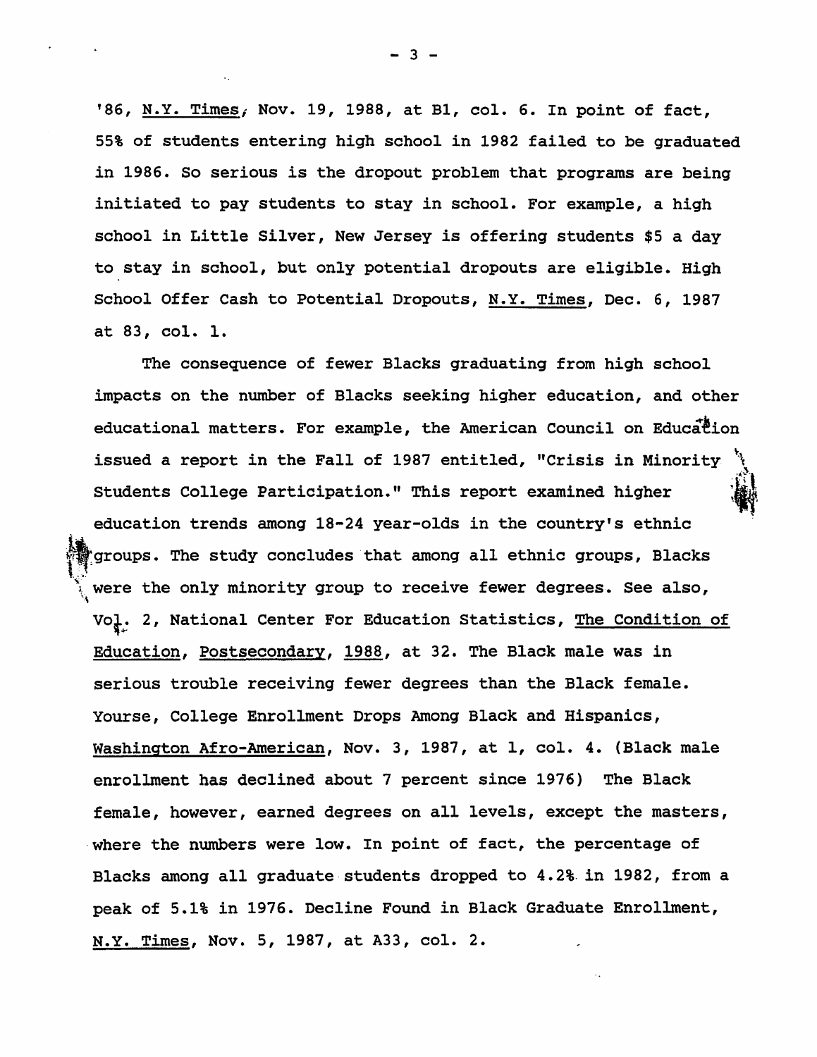'86, <u>N.Y. Times</u>, Nov. 19, 1988, at B1, col. 6. In point of fact, 55% of students entering high school in 1982 failed to be graduated in 1986. So serious is the dropout problem that programs are being initiated to pay students to stay in school. For example, a high school in Little Silver, New Jersey is offering students $5 a day to stay in school, but only potential dropouts are eligible. High School Offer Cash to Potential Dropouts, <u>N.Y. Times</u>, Dec. 6, 1987 at 83, col. 1.

The consequence of fewer Blacks graduating from high school impacts on the number of Blacks seeking higher education, and other educational matters. For example, the American Council on Education issued a report in the Fall of 1987 entitled, "Crisis in Minority Students College Participation." This report examined higher education trends among 18-24 year-olds in the country's ethnic groups. The study concludes that among all ethnic groups, Blacks were the only minority group to receive fewer degrees. See also, Vol. 2, National Center For Education Statistics, <u>The Condition of Education</u>, <u>Postsecondary</u>, <u>1988</u>, at 32. The Black male was in serious trouble receiving fewer degrees than the Black female. Yourse, College Enrollment Drops Among Black and Hispanics, <u>Washington Afro-American</u>, Nov. 3, 1987, at 1, col. 4. (Black male enrollment has declined about 7 percent since 1976) The Black female, however, earned degrees on all levels, except the masters, where the numbers were low. In point of fact, the percentage of Blacks among all graduate students dropped to 4.2% in 1982, from a peak of 5.1% in 1976. Decline Found in Black Graduate Enrollment, <u>N.Y. Times</u>, Nov. 5, 1987, at A33, col. 2.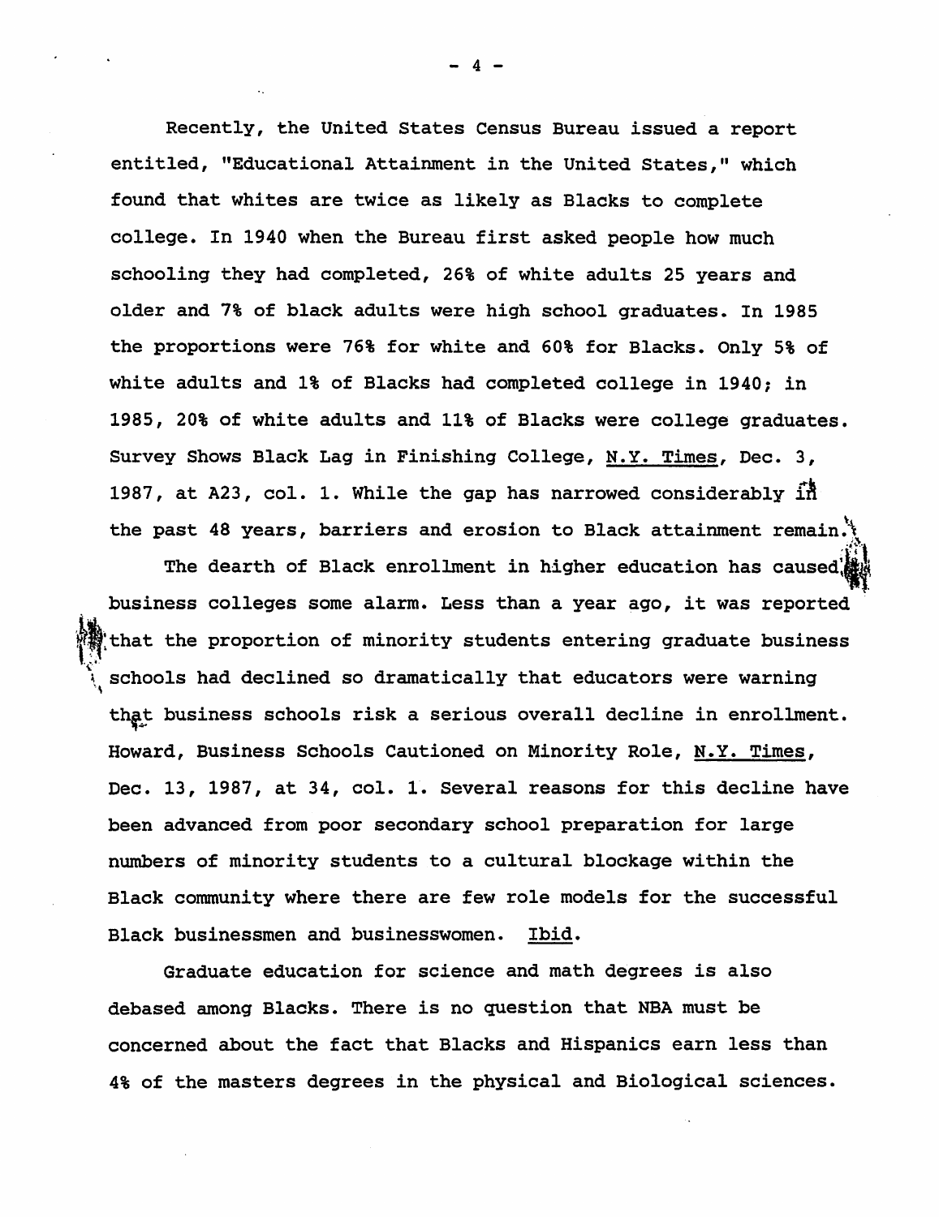Recently, the United States Census Bureau issued a report entitled, "Educational Attainment in the United States," which found that whites are twice as likely as Blacks to complete college. In 1940 when the Bureau first asked people how much schooling they had completed, 26% of white adults 25 years and older and 7% of black adults were high school graduates. In 1985 the proportions were 76% for white and 60% for Blacks. Only 5% of white adults and 1% of Blacks had completed college in 1940; in 1985, 20% of white adults and 11% of Blacks were college graduates. Survey Shows Black Lag in Finishing College, N.Y. Times, Dec. 3, 1987, at A23, col. 1. While the gap has narrowed considerably in the past 48 years, barriers and erosion to Black attainment remain.

The dearth of Black enrollment in higher education has caused business colleges some alarm. Less than a year ago, it was reported that the proportion of minority students entering graduate business schools had declined so dramatically that educators were warning that business schools risk a serious overall decline in enrollment. Howard, Business Schools Cautioned on Minority Role, N.Y. Times, Dec. 13, 1987, at 34, col. 1. Several reasons for this decline have been advanced from poor secondary school preparation for large numbers of minority students to a cultural blockage within the Black community where there are few role models for the successful Black businessmen and businesswomen. Ibid.

Graduate education for science and math degrees is also debased among Blacks. There is no question that NBA must be concerned about the fact that Blacks and Hispanics earn less than 4% of the masters degrees in the physical and Biological sciences.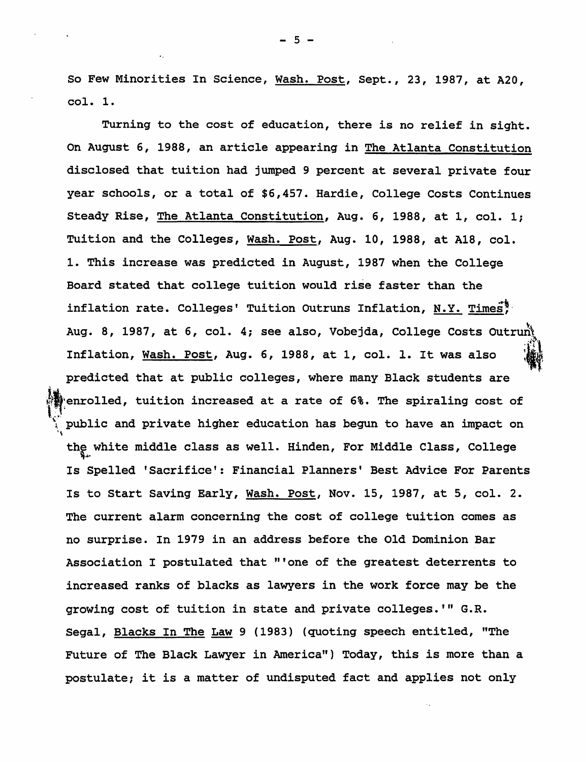So Few Minorities In Science, Wash. Post, Sept., 23, 1987, at A20, col. 1.

Turning to the cost of education, there is no relief in sight. On August 6, 1988, an article appearing in The Atlanta Constitution disclosed that tuition had jumped 9 percent at several private four year schools, or a total of $6,457. Hardie, College Costs Continues Steady Rise, The Atlanta Constitution, Aug. 6, 1988, at 1, col. 1; Tuition and the Colleges, Wash. Post, Aug. 10, 1988, at A18, col. 1. This increase was predicted in August, 1987 when the College Board stated that college tuition would rise faster than the inflation rate. Colleges' Tuition Outruns Inflation, N.Y. Times, Aug. 8, 1987, at 6, col. 4; see also, Vobejda, College Costs Outrun Inflation, Wash. Post, Aug. 6, 1988, at 1, col. 1. It was also predicted that at public colleges, where many Black students are enrolled, tuition increased at a rate of 6%. The spiraling cost of public and private higher education has begun to have an impact on the white middle class as well. Hinden, For Middle Class, College Is Spelled 'Sacrifice': Financial Planners' Best Advice For Parents Is to Start Saving Early, Wash. Post, Nov. 15, 1987, at 5, col. 2. The current alarm concerning the cost of college tuition comes as no surprise. In 1979 in an address before the Old Dominion Bar Association I postulated that "'one of the greatest deterrents to increased ranks of blacks as lawyers in the work force may be the growing cost of tuition in state and private colleges.'" G.R. Segal, Blacks In The Law 9 (1983) (quoting speech entitled, "The Future of The Black Lawyer in America") Today, this is more than a postulate; it is a matter of undisputed fact and applies not only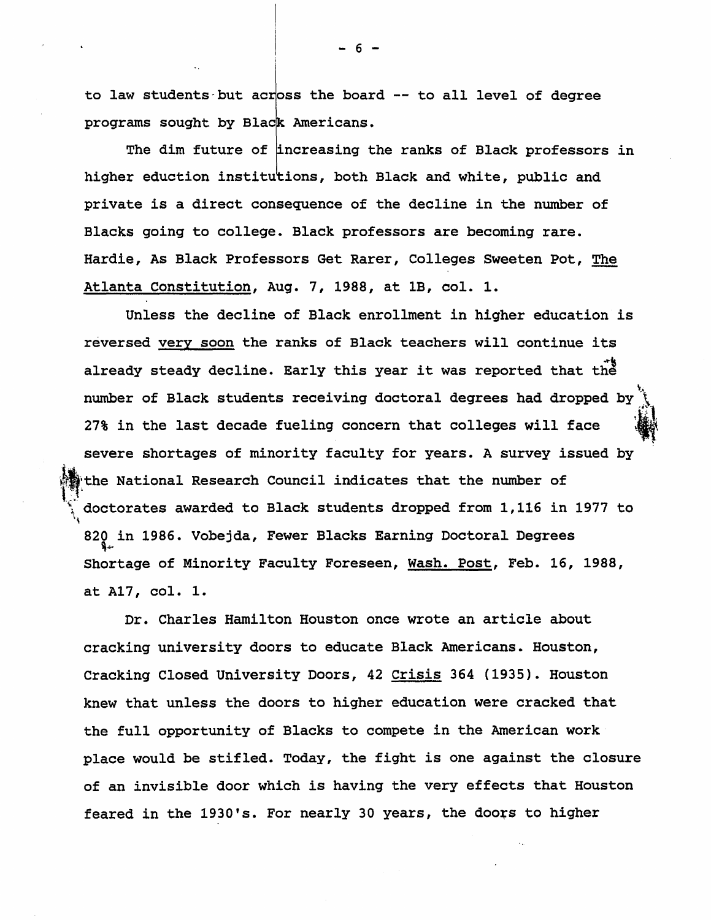to law students but across the board -- to all level of degree programs sought by Black Americans.

The dim future of increasing the ranks of Black professors in higher eduction institutions, both Black and white, public and private is a direct consequence of the decline in the number of Blacks going to college. Black professors are becoming rare. Hardie, As Black Professors Get Rarer, Colleges Sweeten Pot, The Atlanta Constitution, Aug. 7, 1988, at 1B, col. 1.

Unless the decline of Black enrollment in higher education is reversed very soon the ranks of Black teachers will continue its already steady decline. Early this year it was reported that the number of Black students receiving doctoral degrees had dropped by 27% in the last decade fueling concern that colleges will face severe shortages of minority faculty for years. A survey issued by the National Research Council indicates that the number of doctorates awarded to Black students dropped from 1,116 in 1977 to 820 in 1986. Vobejda, Fewer Blacks Earning Doctoral Degrees Shortage of Minority Faculty Foreseen, Wash. Post, Feb. 16, 1988, at A17, col. 1.

Dr. Charles Hamilton Houston once wrote an article about cracking university doors to educate Black Americans. Houston, Cracking Closed University Doors, 42 Crisis 364 (1935). Houston knew that unless the doors to higher education were cracked that the full opportunity of Blacks to compete in the American work place would be stifled. Today, the fight is one against the closure of an invisible door which is having the very effects that Houston feared in the 1930's. For nearly 30 years, the doors to higher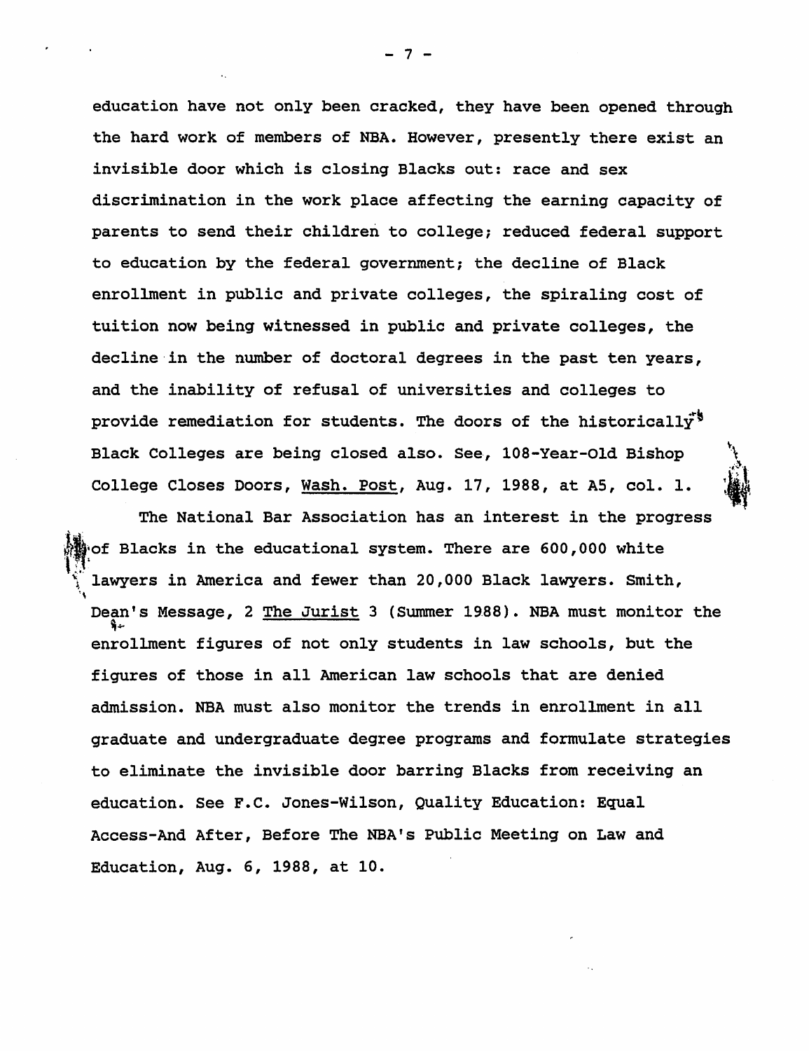education have not only been cracked, they have been opened through the hard work of members of NBA. However, presently there exist an invisible door which is closing Blacks out: race and sex discrimination in the work place affecting the earning capacity of parents to send their children to college; reduced federal support to education by the federal government; the decline of Black enrollment in public and private colleges, the spiraling cost of tuition now being witnessed in public and private colleges, the decline in the number of doctoral degrees in the past ten years, and the inability of refusal of universities and colleges to provide remediation for students. The doors of the historically Black Colleges are being closed also. See, 108-Year-Old Bishop College Closes Doors, Wash. Post, Aug. 17, 1988, at A5, col. 1.

The National Bar Association has an interest in the progress of Blacks in the educational system. There are 600,000 white lawyers in America and fewer than 20,000 Black lawyers. Smith, Dean's Message, 2 The Jurist 3 (Summer 1988). NBA must monitor the enrollment figures of not only students in law schools, but the figures of those in all American law schools that are denied admission. NBA must also monitor the trends in enrollment in all graduate and undergraduate degree programs and formulate strategies to eliminate the invisible door barring Blacks from receiving an education. See F.C. Jones-Wilson, Quality Education: Equal Access-And After, Before The NBA's Public Meeting on Law and Education, Aug. 6, 1988, at 10.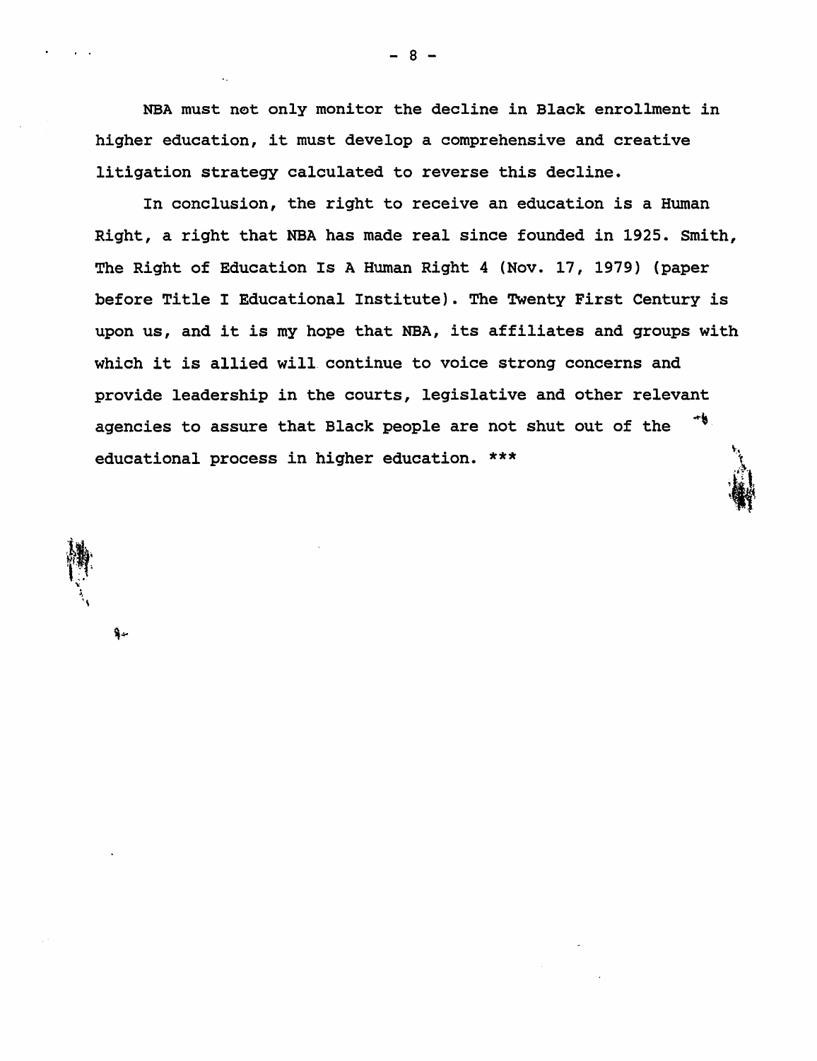NBA must not only monitor the decline in Black enrollment in higher education, it must develop a comprehensive and creative litigation strategy calculated to reverse this decline.

In conclusion, the right to receive an education is a Human Right, a right that NBA has made real since founded in 1925. Smith, The Right of Education Is A Human Right 4 (Nov. 17, 1979) (paper before Title I Educational Institute). The Twenty First Century is upon us, and it is my hope that NBA, its affiliates and groups with which it is allied will continue to voice strong concerns and provide leadership in the courts, legislative and other relevant agencies to assure that Black people are not shut out of the educational process in higher education. ***